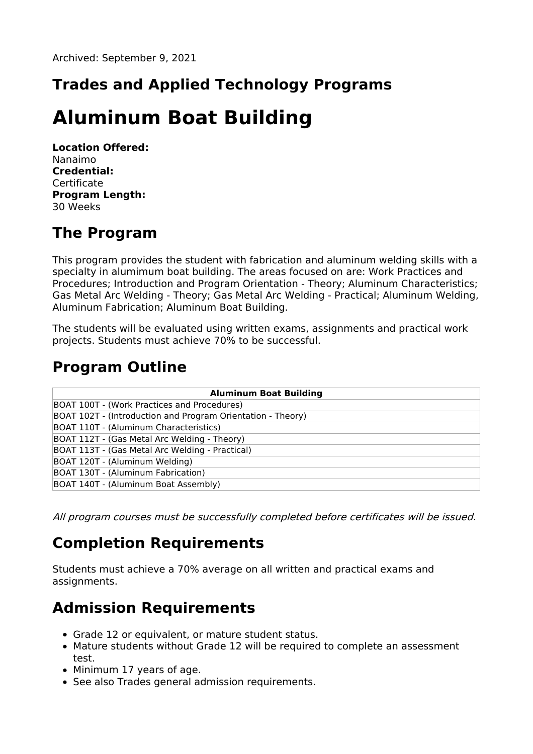Archived: September 9, 2021

## Trades and Applied Technology Programs

# Aluminum Boat Building

**Location Offered:**
Nanaimo
**Credential:**
Certificate
**Program Length:**
30 Weeks

## The Program

This program provides the student with fabrication and aluminum welding skills with a specialty in alumimum boat building. The areas focused on are: Work Practices and Procedures; Introduction and Program Orientation - Theory; Aluminum Characteristics; Gas Metal Arc Welding - Theory; Gas Metal Arc Welding - Practical; Aluminum Welding, Aluminum Fabrication; Aluminum Boat Building.

The students will be evaluated using written exams, assignments and practical work projects. Students must achieve 70% to be successful.

## Program Outline

| Aluminum Boat Building |
|---|
| BOAT 100T - (Work Practices and Procedures) |
| BOAT 102T - (Introduction and Program Orientation - Theory) |
| BOAT 110T - (Aluminum Characteristics) |
| BOAT 112T - (Gas Metal Arc Welding - Theory) |
| BOAT 113T - (Gas Metal Arc Welding - Practical) |
| BOAT 120T - (Aluminum Welding) |
| BOAT 130T - (Aluminum Fabrication) |
| BOAT 140T - (Aluminum Boat Assembly) |

*All program courses must be successfully completed before certificates will be issued.*

## Completion Requirements

Students must achieve a 70% average on all written and practical exams and assignments.

## Admission Requirements

- Grade 12 or equivalent, or mature student status.
- Mature students without Grade 12 will be required to complete an assessment test.
- Minimum 17 years of age.
- See also Trades general admission requirements.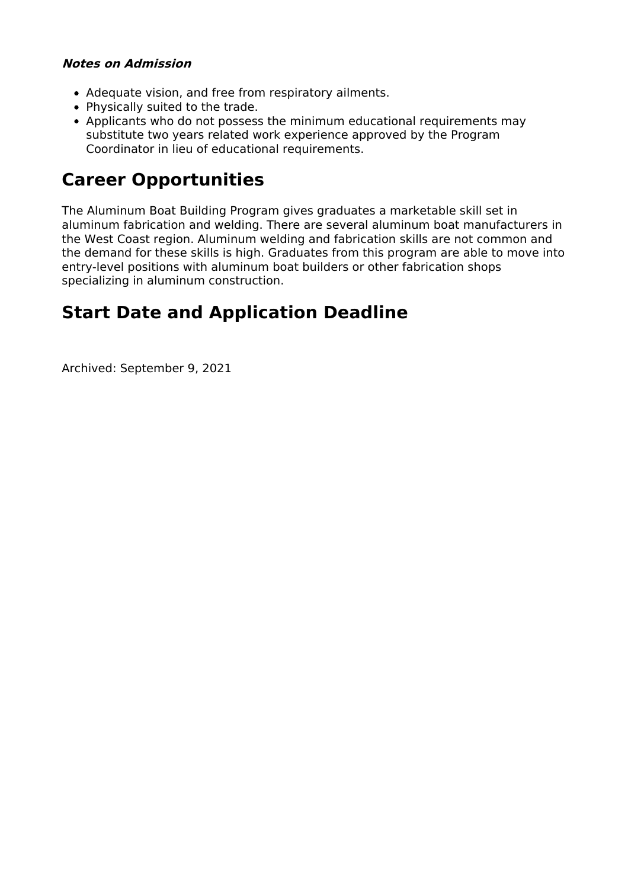***Notes on Admission***

- Adequate vision, and free from respiratory ailments.
- Physically suited to the trade.
- Applicants who do not possess the minimum educational requirements may substitute two years related work experience approved by the Program Coordinator in lieu of educational requirements.

## Career Opportunities

The Aluminum Boat Building Program gives graduates a marketable skill set in aluminum fabrication and welding. There are several aluminum boat manufacturers in the West Coast region. Aluminum welding and fabrication skills are not common and the demand for these skills is high. Graduates from this program are able to move into entry-level positions with aluminum boat builders or other fabrication shops specializing in aluminum construction.

## Start Date and Application Deadline

Archived: September 9, 2021